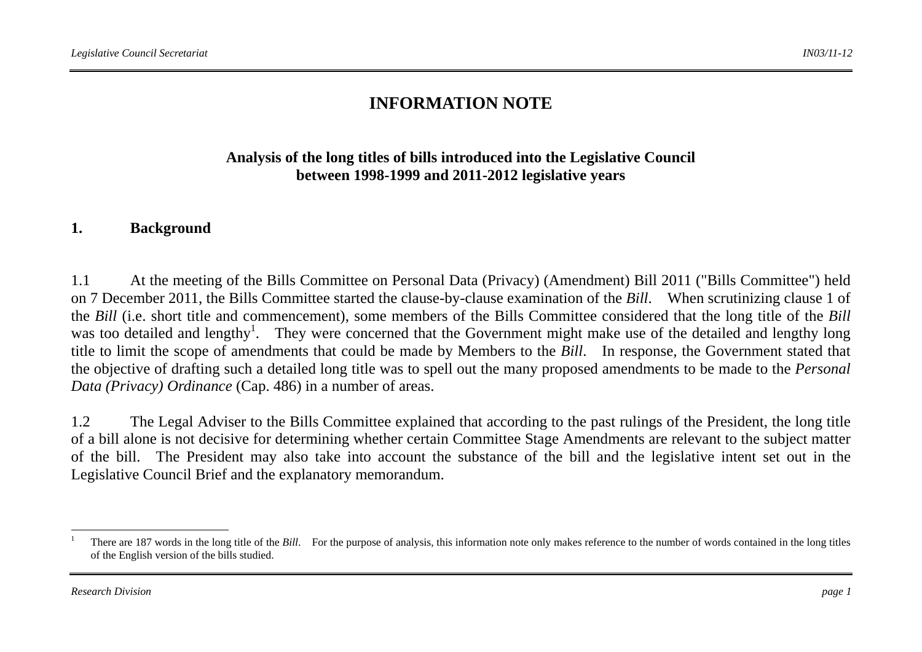# INFORMATION NOTE

## Analysis of the long titles of bills introduced into the Legislative Council between 1998-1999 and 2011-2012 legislative years

### 1. Background

1.1 At the meeting of the Bills Committee on Personal Data (Privacy) (Amendment) Bill 2011 ("Bills Committee") held on 7 December 2011, the Bills Committee started the clause-by-clause examination of the *Bill*. When scrutinizing clause 1 of the *Bill* (i.e. short title and commencement), some members of the Bills Committee considered that the long title of the *Bill* was too detailed and lengthy[1]. They were concerned that the Government might make use of the detailed and lengthy long title to limit the scope of amendments that could be made by Members to the *Bill*. In response, the Government stated that the objective of drafting such a detailed long title was to spell out the many proposed amendments to be made to the *Personal Data (Privacy) Ordinance* (Cap. 486) in a number of areas.

1.2 The Legal Adviser to the Bills Committee explained that according to the past rulings of the President, the long title of a bill alone is not decisive for determining whether certain Committee Stage Amendments are relevant to the subject matter of the bill. The President may also take into account the substance of the bill and the legislative intent set out in the Legislative Council Brief and the explanatory memorandum.

---

[1] There are 187 words in the long title of the *Bill*. For the purpose of analysis, this information note only makes reference to the number of words contained in the long titles of the English version of the bills studied.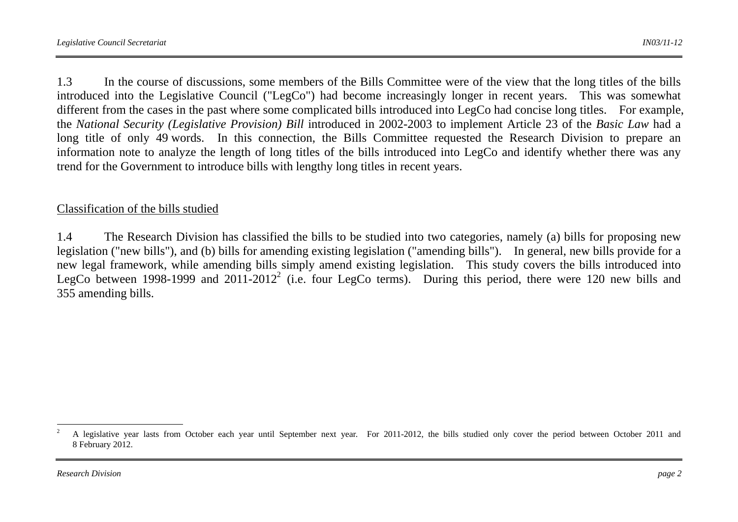1.3 In the course of discussions, some members of the Bills Committee were of the view that the long titles of the bills introduced into the Legislative Council ("LegCo") had become increasingly longer in recent years. This was somewhat different from the cases in the past where some complicated bills introduced into LegCo had concise long titles. For example, the *National Security (Legislative Provision) Bill* introduced in 2002-2003 to implement Article 23 of the *Basic Law* had a long title of only 49 words. In this connection, the Bills Committee requested the Research Division to prepare an information note to analyze the length of long titles of the bills introduced into LegCo and identify whether there was any trend for the Government to introduce bills with lengthy long titles in recent years.

<u>Classification of the bills studied</u>

1.4 The Research Division has classified the bills to be studied into two categories, namely (a) bills for proposing new legislation ("new bills"), and (b) bills for amending existing legislation ("amending bills"). In general, new bills provide for a new legal framework, while amending bills simply amend existing legislation. This study covers the bills introduced into LegCo between 1998-1999 and 2011-2012[2] (i.e. four LegCo terms). During this period, there were 120 new bills and 355 amending bills.

---

[2] A legislative year lasts from October each year until September next year. For 2011-2012, the bills studied only cover the period between October 2011 and 8 February 2012.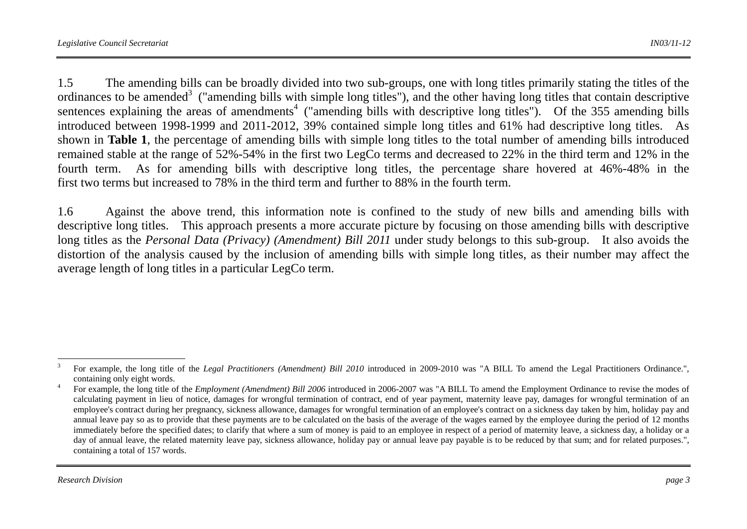1.5 The amending bills can be broadly divided into two sub-groups, one with long titles primarily stating the titles of the ordinances to be amended[3] ("amending bills with simple long titles"), and the other having long titles that contain descriptive sentences explaining the areas of amendments[4] ("amending bills with descriptive long titles"). Of the 355 amending bills introduced between 1998-1999 and 2011-2012, 39% contained simple long titles and 61% had descriptive long titles. As shown in **Table 1**, the percentage of amending bills with simple long titles to the total number of amending bills introduced remained stable at the range of 52%-54% in the first two LegCo terms and decreased to 22% in the third term and 12% in the fourth term. As for amending bills with descriptive long titles, the percentage share hovered at 46%-48% in the first two terms but increased to 78% in the third term and further to 88% in the fourth term.

1.6 Against the above trend, this information note is confined to the study of new bills and amending bills with descriptive long titles. This approach presents a more accurate picture by focusing on those amending bills with descriptive long titles as the *Personal Data (Privacy) (Amendment) Bill 2011* under study belongs to this sub-group. It also avoids the distortion of the analysis caused by the inclusion of amending bills with simple long titles, as their number may affect the average length of long titles in a particular LegCo term.

---

[3] For example, the long title of the *Legal Practitioners (Amendment) Bill 2010* introduced in 2009-2010 was "A BILL To amend the Legal Practitioners Ordinance.", containing only eight words.

[4] For example, the long title of the *Employment (Amendment) Bill 2006* introduced in 2006-2007 was "A BILL To amend the Employment Ordinance to revise the modes of calculating payment in lieu of notice, damages for wrongful termination of contract, end of year payment, maternity leave pay, damages for wrongful termination of an employee's contract during her pregnancy, sickness allowance, damages for wrongful termination of an employee's contract on a sickness day taken by him, holiday pay and annual leave pay so as to provide that these payments are to be calculated on the basis of the average of the wages earned by the employee during the period of 12 months immediately before the specified dates; to clarify that where a sum of money is paid to an employee in respect of a period of maternity leave, a sickness day, a holiday or a day of annual leave, the related maternity leave pay, sickness allowance, holiday pay or annual leave pay payable is to be reduced by that sum; and for related purposes.", containing a total of 157 words.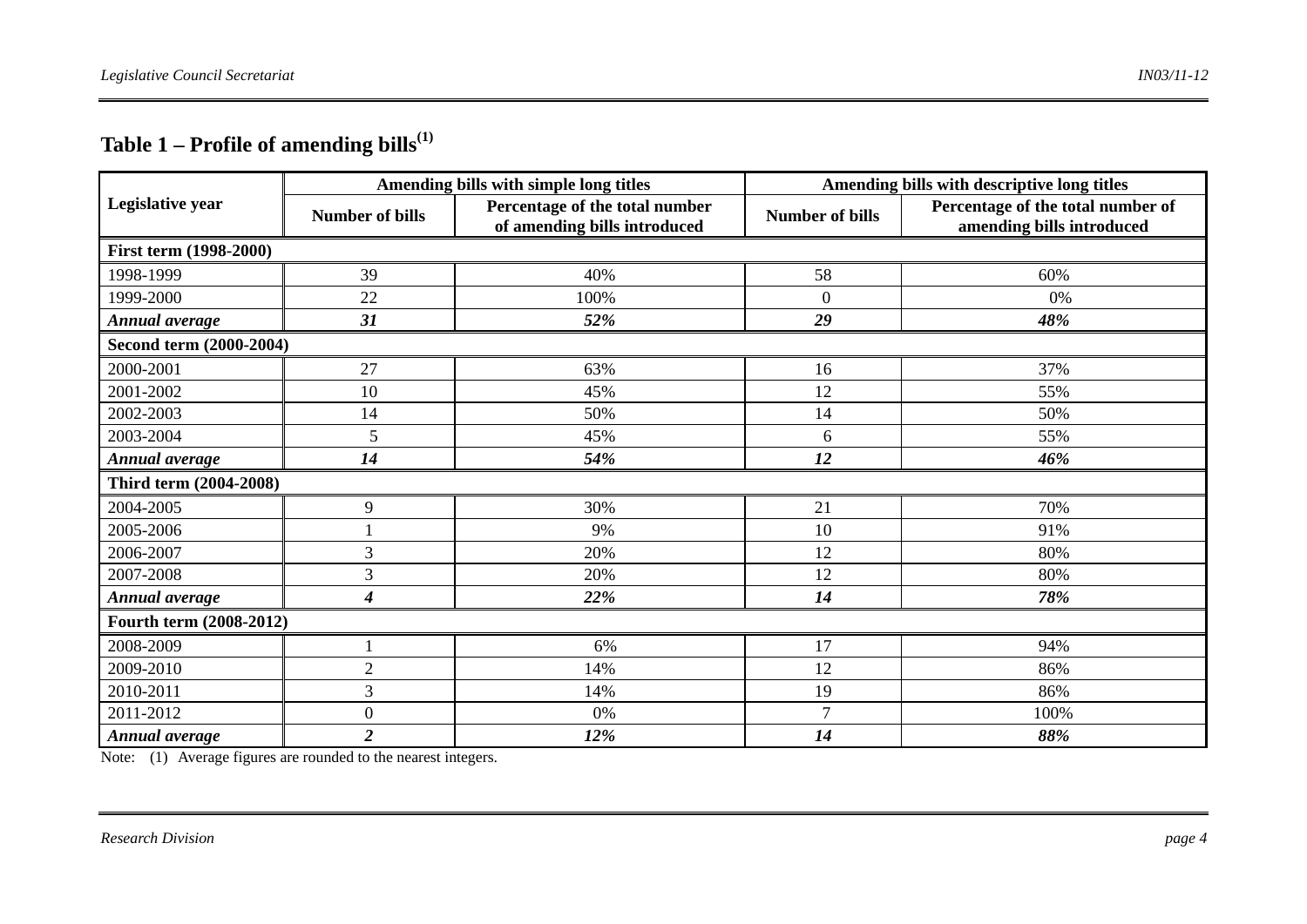## Table 1 – Profile of amending bills[(1)]

| Legislative year | Amending bills with simple long titles | | Amending bills with descriptive long titles | |
|---|---|---|---|---|
| | Number of bills | Percentage of the total number of amending bills introduced | Number of bills | Percentage of the total number of amending bills introduced |
| **First term (1998-2000)** | | | | |
| 1998-1999 | 39 | 40% | 58 | 60% |
| 1999-2000 | 22 | 100% | 0 | 0% |
| ***Annual average*** | ***31*** | ***52%*** | ***29*** | ***48%*** |
| **Second term (2000-2004)** | | | | |
| 2000-2001 | 27 | 63% | 16 | 37% |
| 2001-2002 | 10 | 45% | 12 | 55% |
| 2002-2003 | 14 | 50% | 14 | 50% |
| 2003-2004 | 5 | 45% | 6 | 55% |
| ***Annual average*** | ***14*** | ***54%*** | ***12*** | ***46%*** |
| **Third term (2004-2008)** | | | | |
| 2004-2005 | 9 | 30% | 21 | 70% |
| 2005-2006 | 1 | 9% | 10 | 91% |
| 2006-2007 | 3 | 20% | 12 | 80% |
| 2007-2008 | 3 | 20% | 12 | 80% |
| ***Annual average*** | ***4*** | ***22%*** | ***14*** | ***78%*** |
| **Fourth term (2008-2012)** | | | | |
| 2008-2009 | 1 | 6% | 17 | 94% |
| 2009-2010 | 2 | 14% | 12 | 86% |
| 2010-2011 | 3 | 14% | 19 | 86% |
| 2011-2012 | 0 | 0% | 7 | 100% |
| ***Annual average*** | ***2*** | ***12%*** | ***14*** | ***88%*** |

Note: (1) Average figures are rounded to the nearest integers.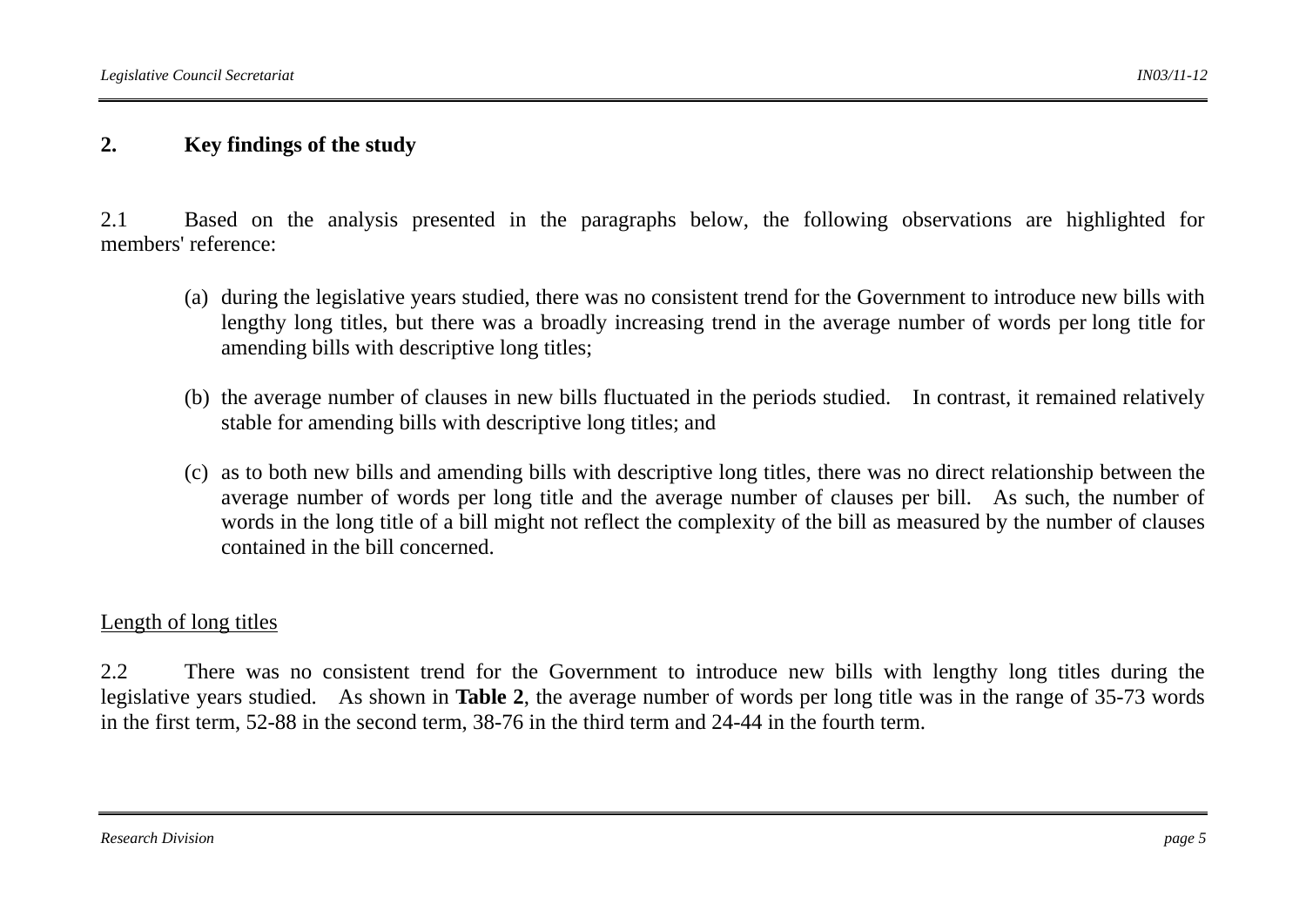## 2. Key findings of the study

2.1 Based on the analysis presented in the paragraphs below, the following observations are highlighted for members' reference:

(a) during the legislative years studied, there was no consistent trend for the Government to introduce new bills with lengthy long titles, but there was a broadly increasing trend in the average number of words per long title for amending bills with descriptive long titles;

(b) the average number of clauses in new bills fluctuated in the periods studied. In contrast, it remained relatively stable for amending bills with descriptive long titles; and

(c) as to both new bills and amending bills with descriptive long titles, there was no direct relationship between the average number of words per long title and the average number of clauses per bill. As such, the number of words in the long title of a bill might not reflect the complexity of the bill as measured by the number of clauses contained in the bill concerned.

<u>Length of long titles</u>

2.2 There was no consistent trend for the Government to introduce new bills with lengthy long titles during the legislative years studied. As shown in **Table 2**, the average number of words per long title was in the range of 35-73 words in the first term, 52-88 in the second term, 38-76 in the third term and 24-44 in the fourth term.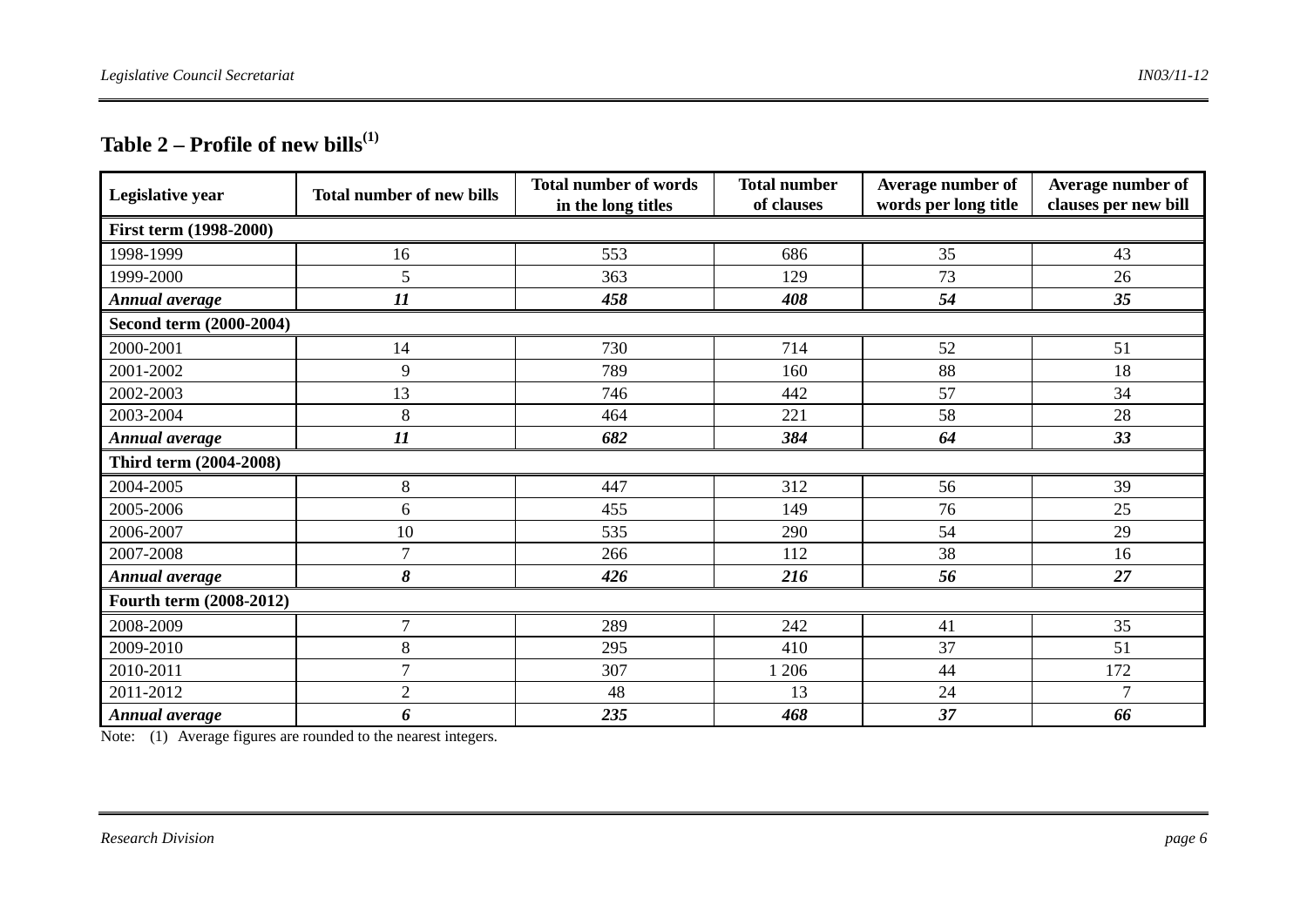## Table 2 – Profile of new bills[1]

| Legislative year | Total number of new bills | Total number of words in the long titles | Total number of clauses | Average number of words per long title | Average number of clauses per new bill |
|---|---|---|---|---|---|
| **First term (1998-2000)** | | | | | |
| 1998-1999 | 16 | 553 | 686 | 35 | 43 |
| 1999-2000 | 5 | 363 | 129 | 73 | 26 |
| ***Annual average*** | ***11*** | ***458*** | ***408*** | ***54*** | ***35*** |
| **Second term (2000-2004)** | | | | | |
| 2000-2001 | 14 | 730 | 714 | 52 | 51 |
| 2001-2002 | 9 | 789 | 160 | 88 | 18 |
| 2002-2003 | 13 | 746 | 442 | 57 | 34 |
| 2003-2004 | 8 | 464 | 221 | 58 | 28 |
| ***Annual average*** | ***11*** | ***682*** | ***384*** | ***64*** | ***33*** |
| **Third term (2004-2008)** | | | | | |
| 2004-2005 | 8 | 447 | 312 | 56 | 39 |
| 2005-2006 | 6 | 455 | 149 | 76 | 25 |
| 2006-2007 | 10 | 535 | 290 | 54 | 29 |
| 2007-2008 | 7 | 266 | 112 | 38 | 16 |
| ***Annual average*** | ***8*** | ***426*** | ***216*** | ***56*** | ***27*** |
| **Fourth term (2008-2012)** | | | | | |
| 2008-2009 | 7 | 289 | 242 | 41 | 35 |
| 2009-2010 | 8 | 295 | 410 | 37 | 51 |
| 2010-2011 | 7 | 307 | 1 206 | 44 | 172 |
| 2011-2012 | 2 | 48 | 13 | 24 | 7 |
| ***Annual average*** | ***6*** | ***235*** | ***468*** | ***37*** | ***66*** |

Note: (1) Average figures are rounded to the nearest integers.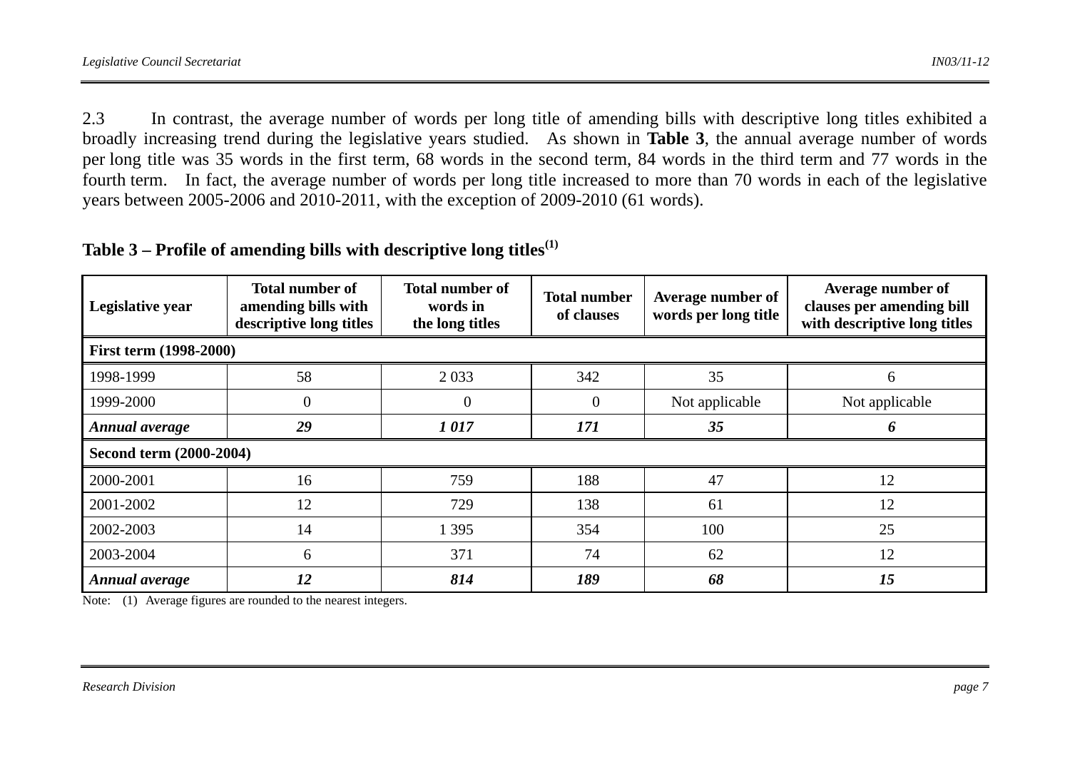2.3 In contrast, the average number of words per long title of amending bills with descriptive long titles exhibited a broadly increasing trend during the legislative years studied. As shown in **Table 3**, the annual average number of words per long title was 35 words in the first term, 68 words in the second term, 84 words in the third term and 77 words in the fourth term. In fact, the average number of words per long title increased to more than 70 words in each of the legislative years between 2005-2006 and 2010-2011, with the exception of 2009-2010 (61 words).

**Table 3 – Profile of amending bills with descriptive long titles[(1)]**

| Legislative year | Total number of amending bills with descriptive long titles | Total number of words in the long titles | Total number of clauses | Average number of words per long title | Average number of clauses per amending bill with descriptive long titles |
|---|---|---|---|---|---|
| **First term (1998-2000)** | | | | | |
| 1998-1999 | 58 | 2 033 | 342 | 35 | 6 |
| 1999-2000 | 0 | 0 | 0 | Not applicable | Not applicable |
| ***Annual average*** | ***29*** | ***1 017*** | ***171*** | ***35*** | ***6*** |
| **Second term (2000-2004)** | | | | | |
| 2000-2001 | 16 | 759 | 188 | 47 | 12 |
| 2001-2002 | 12 | 729 | 138 | 61 | 12 |
| 2002-2003 | 14 | 1 395 | 354 | 100 | 25 |
| 2003-2004 | 6 | 371 | 74 | 62 | 12 |
| ***Annual average*** | ***12*** | ***814*** | ***189*** | ***68*** | ***15*** |

Note: (1) Average figures are rounded to the nearest integers.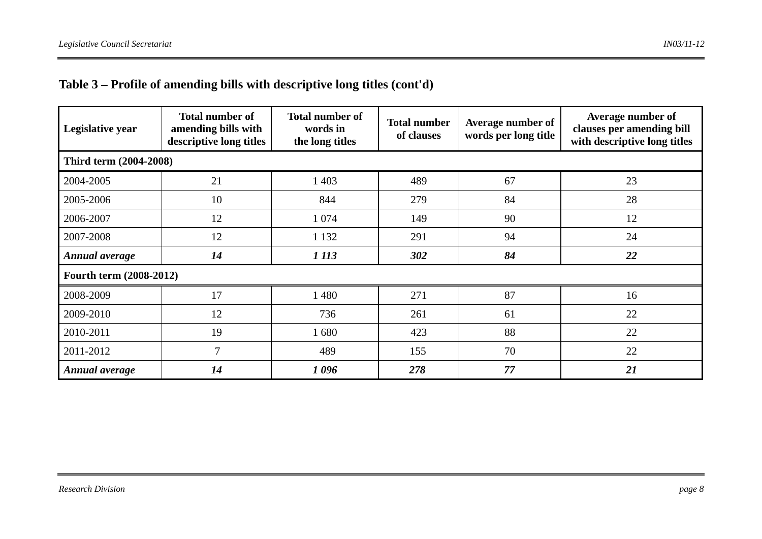**Table 3 – Profile of amending bills with descriptive long titles (cont'd)**

| Legislative year | Total number of amending bills with descriptive long titles | Total number of words in the long titles | Total number of clauses | Average number of words per long title | Average number of clauses per amending bill with descriptive long titles |
|---|---|---|---|---|---|
| **Third term (2004-2008)** | | | | | |
| 2004-2005 | 21 | 1 403 | 489 | 67 | 23 |
| 2005-2006 | 10 | 844 | 279 | 84 | 28 |
| 2006-2007 | 12 | 1 074 | 149 | 90 | 12 |
| 2007-2008 | 12 | 1 132 | 291 | 94 | 24 |
| ***Annual average*** | ***14*** | ***1 113*** | ***302*** | ***84*** | ***22*** |
| **Fourth term (2008-2012)** | | | | | |
| 2008-2009 | 17 | 1 480 | 271 | 87 | 16 |
| 2009-2010 | 12 | 736 | 261 | 61 | 22 |
| 2010-2011 | 19 | 1 680 | 423 | 88 | 22 |
| 2011-2012 | 7 | 489 | 155 | 70 | 22 |
| ***Annual average*** | ***14*** | ***1 096*** | ***278*** | ***77*** | ***21*** |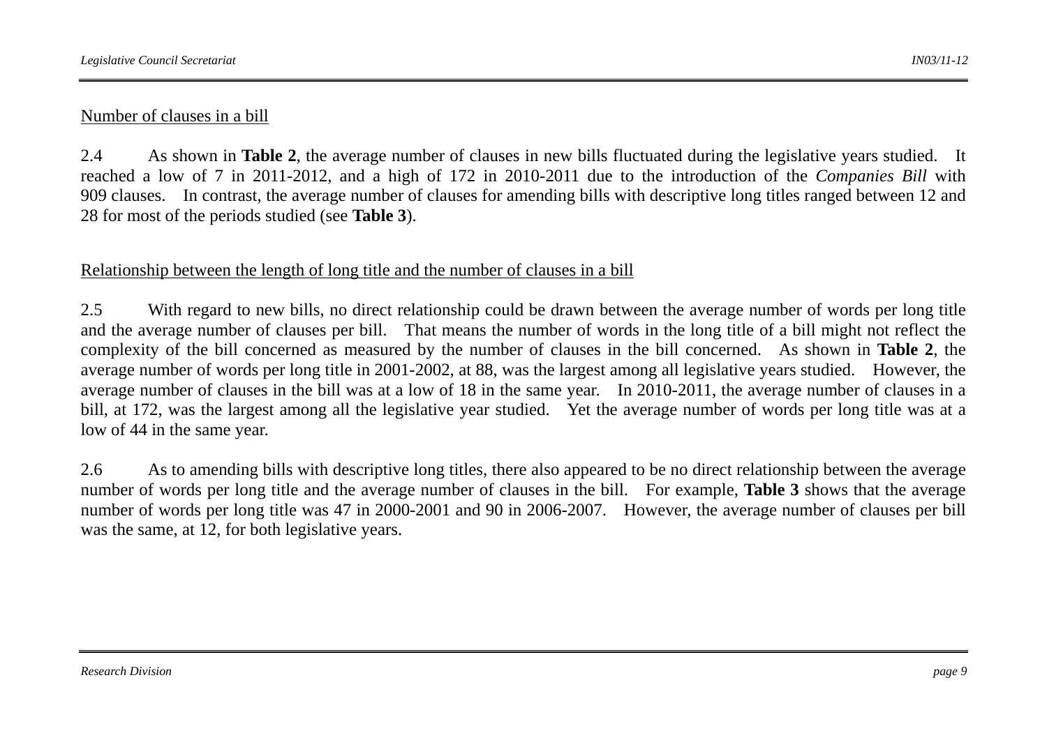Number of clauses in a bill

2.4 As shown in **Table 2**, the average number of clauses in new bills fluctuated during the legislative years studied. It reached a low of 7 in 2011-2012, and a high of 172 in 2010-2011 due to the introduction of the *Companies Bill* with 909 clauses. In contrast, the average number of clauses for amending bills with descriptive long titles ranged between 12 and 28 for most of the periods studied (see **Table 3**).

Relationship between the length of long title and the number of clauses in a bill

2.5 With regard to new bills, no direct relationship could be drawn between the average number of words per long title and the average number of clauses per bill. That means the number of words in the long title of a bill might not reflect the complexity of the bill concerned as measured by the number of clauses in the bill concerned. As shown in **Table 2**, the average number of words per long title in 2001-2002, at 88, was the largest among all legislative years studied. However, the average number of clauses in the bill was at a low of 18 in the same year. In 2010-2011, the average number of clauses in a bill, at 172, was the largest among all the legislative year studied. Yet the average number of words per long title was at a low of 44 in the same year.

2.6 As to amending bills with descriptive long titles, there also appeared to be no direct relationship between the average number of words per long title and the average number of clauses in the bill. For example, **Table 3** shows that the average number of words per long title was 47 in 2000-2001 and 90 in 2006-2007. However, the average number of clauses per bill was the same, at 12, for both legislative years.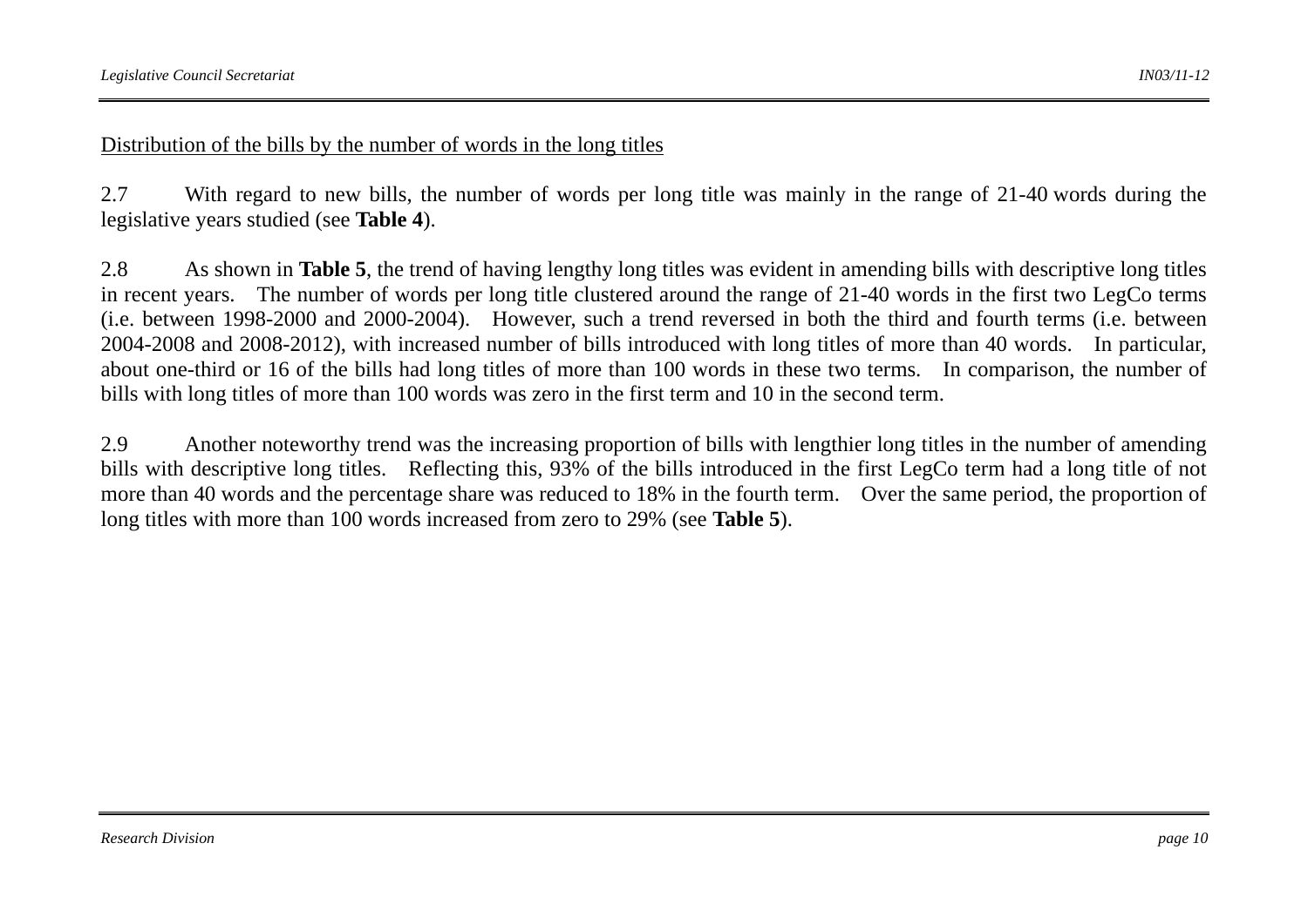<u>Distribution of the bills by the number of words in the long titles</u>

2.7 With regard to new bills, the number of words per long title was mainly in the range of 21-40 words during the legislative years studied (see **Table 4**).

2.8 As shown in **Table 5**, the trend of having lengthy long titles was evident in amending bills with descriptive long titles in recent years. The number of words per long title clustered around the range of 21-40 words in the first two LegCo terms (i.e. between 1998-2000 and 2000-2004). However, such a trend reversed in both the third and fourth terms (i.e. between 2004-2008 and 2008-2012), with increased number of bills introduced with long titles of more than 40 words. In particular, about one-third or 16 of the bills had long titles of more than 100 words in these two terms. In comparison, the number of bills with long titles of more than 100 words was zero in the first term and 10 in the second term.

2.9 Another noteworthy trend was the increasing proportion of bills with lengthier long titles in the number of amending bills with descriptive long titles. Reflecting this, 93% of the bills introduced in the first LegCo term had a long title of not more than 40 words and the percentage share was reduced to 18% in the fourth term. Over the same period, the proportion of long titles with more than 100 words increased from zero to 29% (see **Table 5**).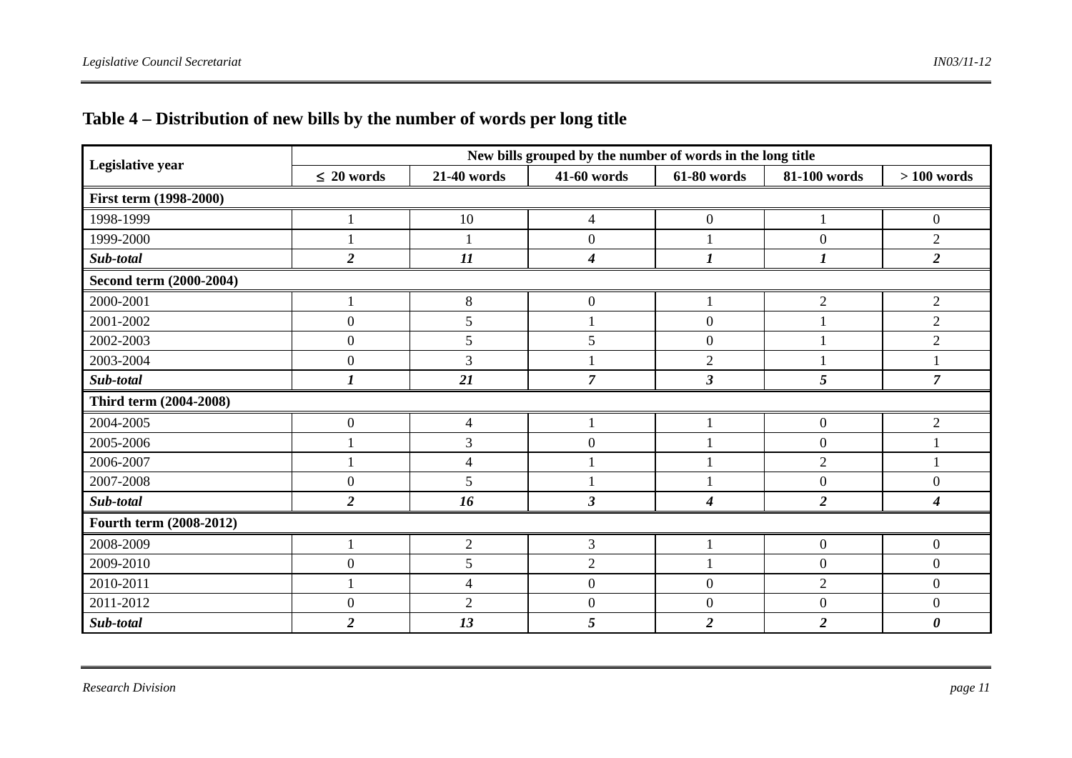### Table 4 – Distribution of new bills by the number of words per long title

| Legislative year | New bills grouped by the number of words in the long title | | | | | |
|---|---|---|---|---|---|---|
| | ≤ 20 words | 21-40 words | 41-60 words | 61-80 words | 81-100 words | > 100 words |
| **First term (1998-2000)** | | | | | | |
| 1998-1999 | 1 | 10 | 4 | 0 | 1 | 0 |
| 1999-2000 | 1 | 1 | 0 | 1 | 0 | 2 |
| ***Sub-total*** | ***2*** | ***11*** | ***4*** | ***1*** | ***1*** | ***2*** |
| **Second term (2000-2004)** | | | | | | |
| 2000-2001 | 1 | 8 | 0 | 1 | 2 | 2 |
| 2001-2002 | 0 | 5 | 1 | 0 | 1 | 2 |
| 2002-2003 | 0 | 5 | 5 | 0 | 1 | 2 |
| 2003-2004 | 0 | 3 | 1 | 2 | 1 | 1 |
| ***Sub-total*** | ***1*** | ***21*** | ***7*** | ***3*** | ***5*** | ***7*** |
| **Third term (2004-2008)** | | | | | | |
| 2004-2005 | 0 | 4 | 1 | 1 | 0 | 2 |
| 2005-2006 | 1 | 3 | 0 | 1 | 0 | 1 |
| 2006-2007 | 1 | 4 | 1 | 1 | 2 | 1 |
| 2007-2008 | 0 | 5 | 1 | 1 | 0 | 0 |
| ***Sub-total*** | ***2*** | ***16*** | ***3*** | ***4*** | ***2*** | ***4*** |
| **Fourth term (2008-2012)** | | | | | | |
| 2008-2009 | 1 | 2 | 3 | 1 | 0 | 0 |
| 2009-2010 | 0 | 5 | 2 | 1 | 0 | 0 |
| 2010-2011 | 1 | 4 | 0 | 0 | 2 | 0 |
| 2011-2012 | 0 | 2 | 0 | 0 | 0 | 0 |
| ***Sub-total*** | ***2*** | ***13*** | ***5*** | ***2*** | ***2*** | ***0*** |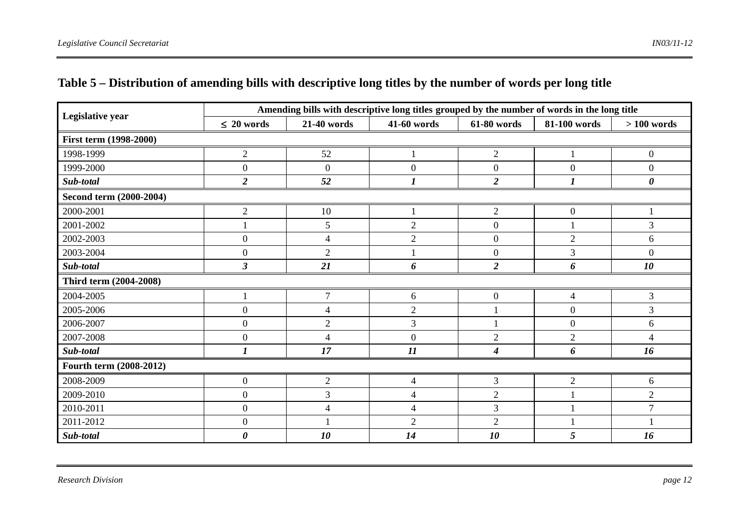## Table 5 – Distribution of amending bills with descriptive long titles by the number of words per long title

| Legislative year | Amending bills with descriptive long titles grouped by the number of words in the long title | | | | | |
|---|---|---|---|---|---|---|
| | ≤ 20 words | 21-40 words | 41-60 words | 61-80 words | 81-100 words | > 100 words |
| **First term (1998-2000)** | | | | | | |
| 1998-1999 | 2 | 52 | 1 | 2 | 1 | 0 |
| 1999-2000 | 0 | 0 | 0 | 0 | 0 | 0 |
| ***Sub-total*** | ***2*** | ***52*** | ***1*** | ***2*** | ***1*** | ***0*** |
| **Second term (2000-2004)** | | | | | | |
| 2000-2001 | 2 | 10 | 1 | 2 | 0 | 1 |
| 2001-2002 | 1 | 5 | 2 | 0 | 1 | 3 |
| 2002-2003 | 0 | 4 | 2 | 0 | 2 | 6 |
| 2003-2004 | 0 | 2 | 1 | 0 | 3 | 0 |
| ***Sub-total*** | ***3*** | ***21*** | ***6*** | ***2*** | ***6*** | ***10*** |
| **Third term (2004-2008)** | | | | | | |
| 2004-2005 | 1 | 7 | 6 | 0 | 4 | 3 |
| 2005-2006 | 0 | 4 | 2 | 1 | 0 | 3 |
| 2006-2007 | 0 | 2 | 3 | 1 | 0 | 6 |
| 2007-2008 | 0 | 4 | 0 | 2 | 2 | 4 |
| ***Sub-total*** | ***1*** | ***17*** | ***11*** | ***4*** | ***6*** | ***16*** |
| **Fourth term (2008-2012)** | | | | | | |
| 2008-2009 | 0 | 2 | 4 | 3 | 2 | 6 |
| 2009-2010 | 0 | 3 | 4 | 2 | 1 | 2 |
| 2010-2011 | 0 | 4 | 4 | 3 | 1 | 7 |
| 2011-2012 | 0 | 1 | 2 | 2 | 1 | 1 |
| ***Sub-total*** | ***0*** | ***10*** | ***14*** | ***10*** | ***5*** | ***16*** |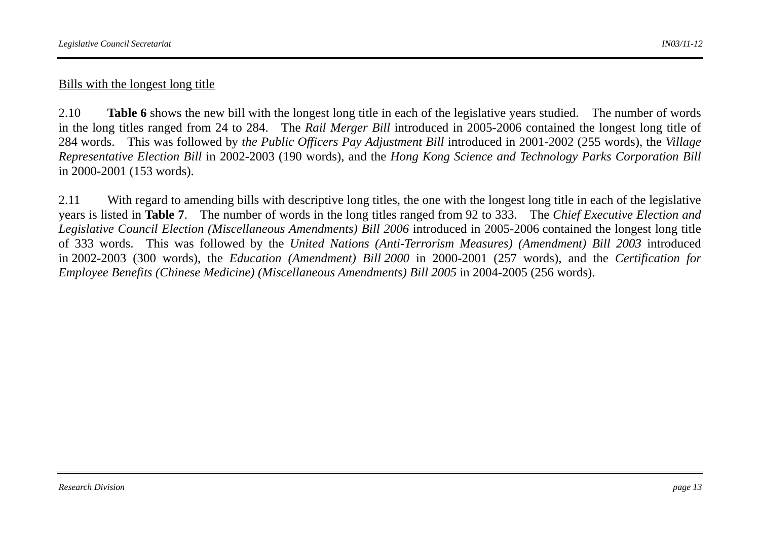<u>Bills with the longest long title</u>

2.10 **Table 6** shows the new bill with the longest long title in each of the legislative years studied. The number of words in the long titles ranged from 24 to 284. The *Rail Merger Bill* introduced in 2005-2006 contained the longest long title of 284 words. This was followed by *the Public Officers Pay Adjustment Bill* introduced in 2001-2002 (255 words), the *Village Representative Election Bill* in 2002-2003 (190 words), and the *Hong Kong Science and Technology Parks Corporation Bill* in 2000-2001 (153 words).

2.11 With regard to amending bills with descriptive long titles, the one with the longest long title in each of the legislative years is listed in **Table 7**. The number of words in the long titles ranged from 92 to 333. The *Chief Executive Election and Legislative Council Election (Miscellaneous Amendments) Bill 2006* introduced in 2005-2006 contained the longest long title of 333 words. This was followed by the *United Nations (Anti-Terrorism Measures) (Amendment) Bill 2003* introduced in 2002-2003 (300 words), the *Education (Amendment) Bill 2000* in 2000-2001 (257 words), and the *Certification for Employee Benefits (Chinese Medicine) (Miscellaneous Amendments) Bill 2005* in 2004-2005 (256 words).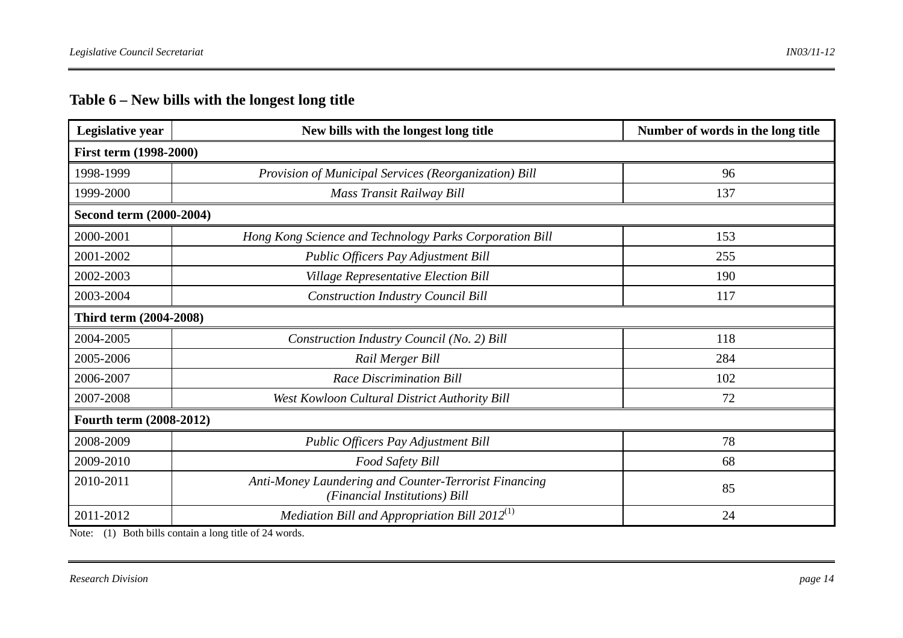## Table 6 – New bills with the longest long title

| Legislative year | New bills with the longest long title | Number of words in the long title |
|---|---|---|
| **First term (1998-2000)** | | |
| 1998-1999 | *Provision of Municipal Services (Reorganization) Bill* | 96 |
| 1999-2000 | *Mass Transit Railway Bill* | 137 |
| **Second term (2000-2004)** | | |
| 2000-2001 | *Hong Kong Science and Technology Parks Corporation Bill* | 153 |
| 2001-2002 | *Public Officers Pay Adjustment Bill* | 255 |
| 2002-2003 | *Village Representative Election Bill* | 190 |
| 2003-2004 | *Construction Industry Council Bill* | 117 |
| **Third term (2004-2008)** | | |
| 2004-2005 | *Construction Industry Council (No. 2) Bill* | 118 |
| 2005-2006 | *Rail Merger Bill* | 284 |
| 2006-2007 | *Race Discrimination Bill* | 102 |
| 2007-2008 | *West Kowloon Cultural District Authority Bill* | 72 |
| **Fourth term (2008-2012)** | | |
| 2008-2009 | *Public Officers Pay Adjustment Bill* | 78 |
| 2009-2010 | *Food Safety Bill* | 68 |
| 2010-2011 | *Anti-Money Laundering and Counter-Terrorist Financing (Financial Institutions) Bill* | 85 |
| 2011-2012 | *Mediation Bill and Appropriation Bill 2012*(1) | 24 |

Note: (1) Both bills contain a long title of 24 words.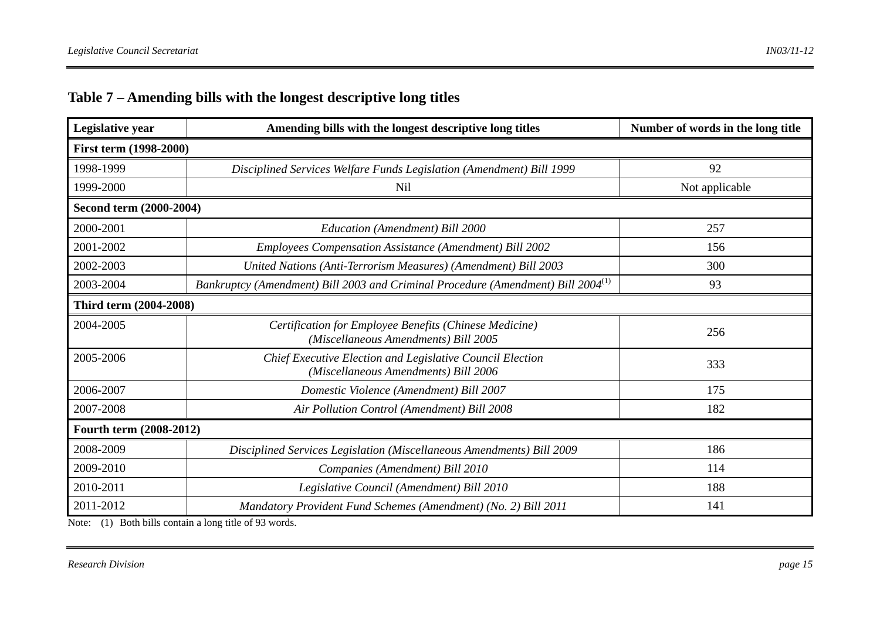## Table 7 – Amending bills with the longest descriptive long titles

| Legislative year | Amending bills with the longest descriptive long titles | Number of words in the long title |
|---|---|---|
| **First term (1998-2000)** | | |
| 1998-1999 | *Disciplined Services Welfare Funds Legislation (Amendment) Bill 1999* | 92 |
| 1999-2000 | Nil | Not applicable |
| **Second term (2000-2004)** | | |
| 2000-2001 | *Education (Amendment) Bill 2000* | 257 |
| 2001-2002 | *Employees Compensation Assistance (Amendment) Bill 2002* | 156 |
| 2002-2003 | *United Nations (Anti-Terrorism Measures) (Amendment) Bill 2003* | 300 |
| 2003-2004 | *Bankruptcy (Amendment) Bill 2003 and Criminal Procedure (Amendment) Bill 2004*(1) | 93 |
| **Third term (2004-2008)** | | |
| 2004-2005 | *Certification for Employee Benefits (Chinese Medicine) (Miscellaneous Amendments) Bill 2005* | 256 |
| 2005-2006 | *Chief Executive Election and Legislative Council Election (Miscellaneous Amendments) Bill 2006* | 333 |
| 2006-2007 | *Domestic Violence (Amendment) Bill 2007* | 175 |
| 2007-2008 | *Air Pollution Control (Amendment) Bill 2008* | 182 |
| **Fourth term (2008-2012)** | | |
| 2008-2009 | *Disciplined Services Legislation (Miscellaneous Amendments) Bill 2009* | 186 |
| 2009-2010 | *Companies (Amendment) Bill 2010* | 114 |
| 2010-2011 | *Legislative Council (Amendment) Bill 2010* | 188 |
| 2011-2012 | *Mandatory Provident Fund Schemes (Amendment) (No. 2) Bill 2011* | 141 |

Note: (1) Both bills contain a long title of 93 words.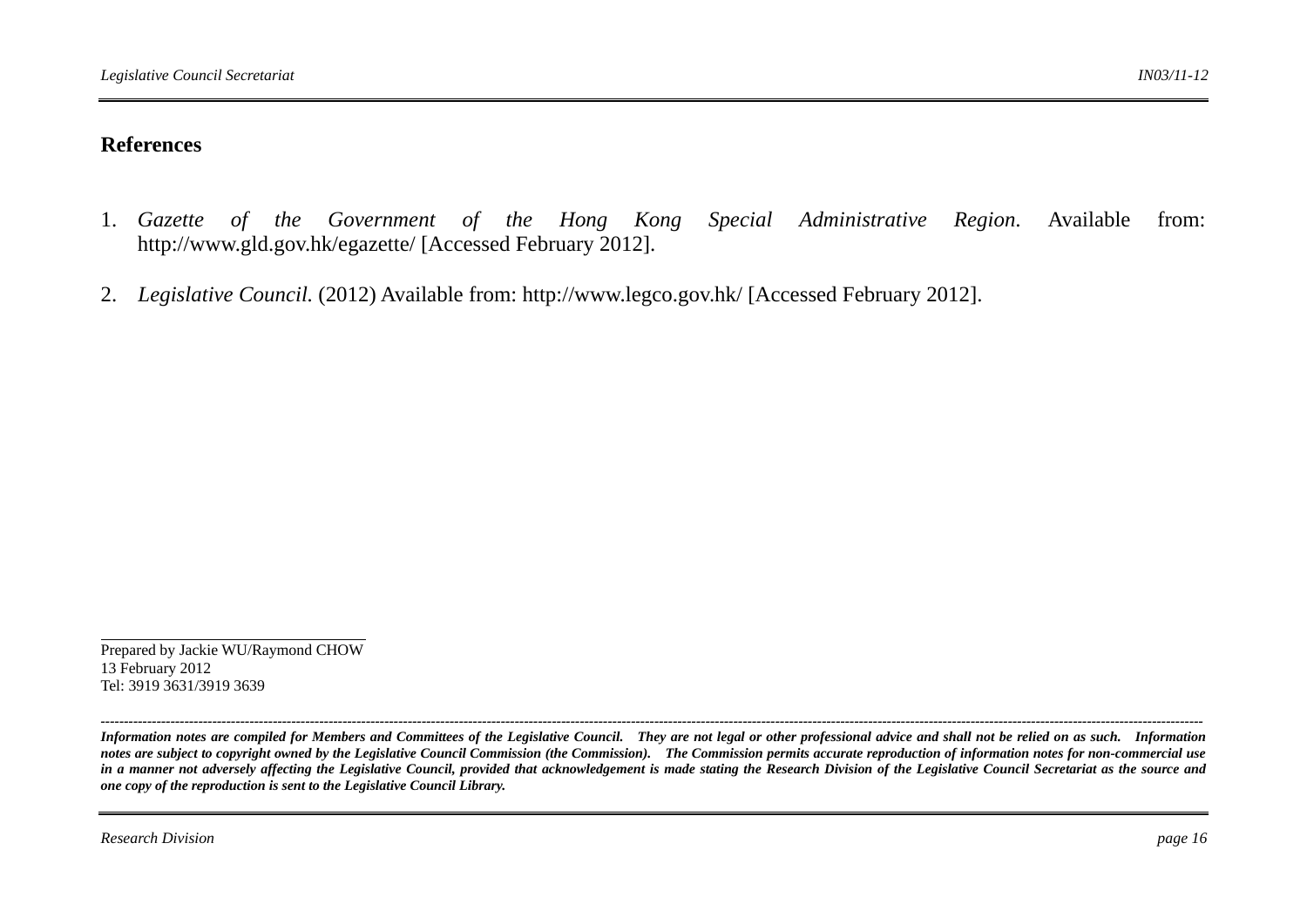## References

1. *Gazette of the Government of the Hong Kong Special Administrative Region*. Available from: http://www.gld.gov.hk/egazette/ [Accessed February 2012].

2. *Legislative Council.* (2012) Available from: http://www.legco.gov.hk/ [Accessed February 2012].

---

Prepared by Jackie WU/Raymond CHOW
13 February 2012
Tel: 3919 3631/3919 3639

---

***Information notes are compiled for Members and Committees of the Legislative Council. They are not legal or other professional advice and shall not be relied on as such. Information notes are subject to copyright owned by the Legislative Council Commission (the Commission). The Commission permits accurate reproduction of information notes for non-commercial use in a manner not adversely affecting the Legislative Council, provided that acknowledgement is made stating the Research Division of the Legislative Council Secretariat as the source and one copy of the reproduction is sent to the Legislative Council Library.***